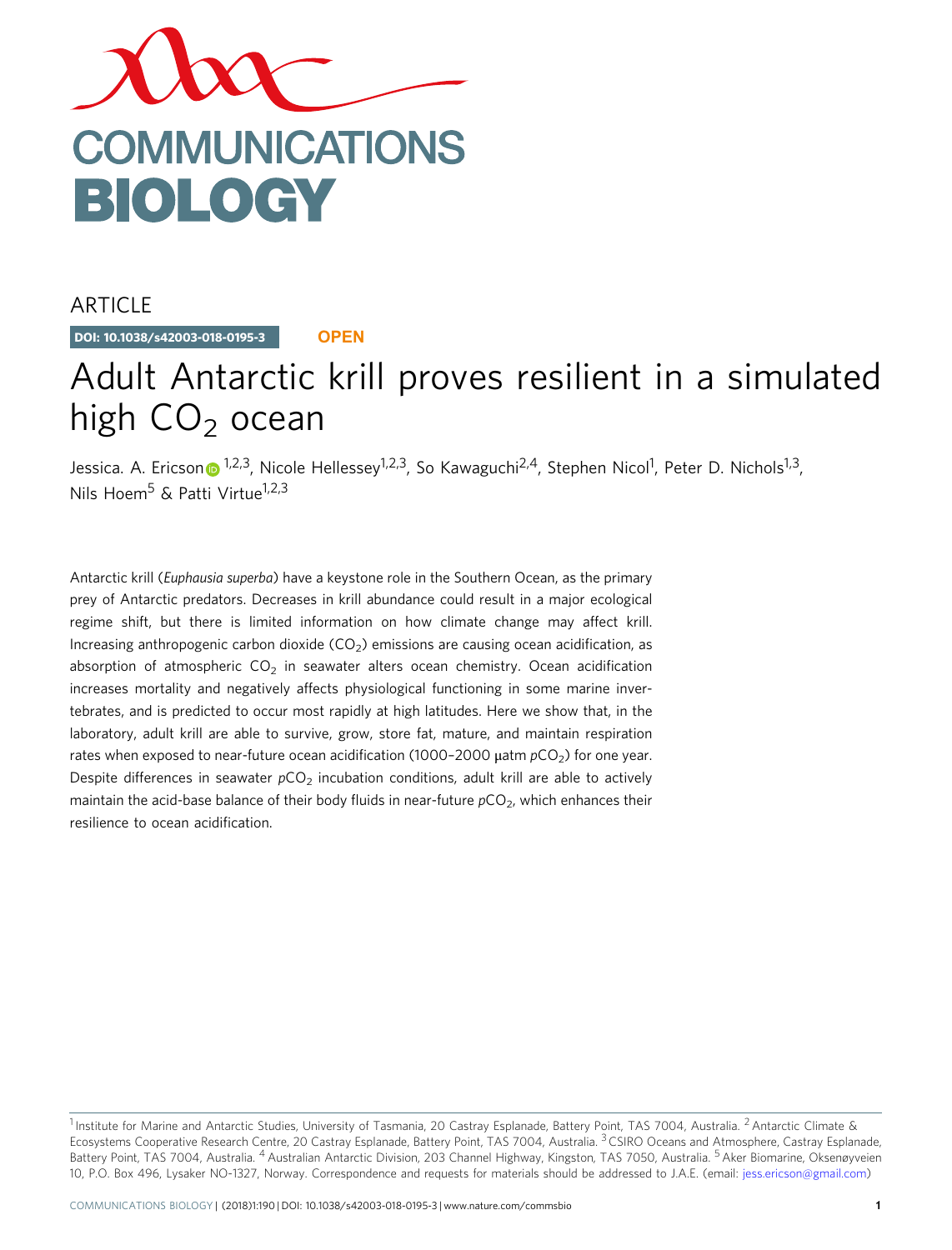ARTICLE

DOI: 10.1038/s42003-018-0195-3 **OPEN**

# Adult Antarctic krill proves resilient in a simulated high $CO_2$ ocean

Jessica. A. Ericson[1,2,3], Nicole Hellessey[1,2,3], So Kawaguchi[2,4], Stephen Nicol[1], Peter D. Nichols[1,3], Nils Hoem[5] & Patti Virtue[1,2,3]

Antarctic krill (*Euphausia superba*) have a keystone role in the Southern Ocean, as the primary prey of Antarctic predators. Decreases in krill abundance could result in a major ecological regime shift, but there is limited information on how climate change may affect krill. Increasing anthropogenic carbon dioxide ($CO_2$) emissions are causing ocean acidification, as absorption of atmospheric $CO_2$ in seawater alters ocean chemistry. Ocean acidification increases mortality and negatively affects physiological functioning in some marine invertebrates, and is predicted to occur most rapidly at high latitudes. Here we show that, in the laboratory, adult krill are able to survive, grow, store fat, mature, and maintain respiration rates when exposed to near-future ocean acidification (1000–2000 μatm $pCO_2$) for one year. Despite differences in seawater $pCO_2$ incubation conditions, adult krill are able to actively maintain the acid-base balance of their body fluids in near-future $pCO_2$, which enhances their resilience to ocean acidification.

[1] Institute for Marine and Antarctic Studies, University of Tasmania, 20 Castray Esplanade, Battery Point, TAS 7004, Australia. [2] Antarctic Climate & Ecosystems Cooperative Research Centre, 20 Castray Esplanade, Battery Point, TAS 7004, Australia. [3] CSIRO Oceans and Atmosphere, Castray Esplanade, Battery Point, TAS 7004, Australia. [4] Australian Antarctic Division, 203 Channel Highway, Kingston, TAS 7050, Australia. [5] Aker Biomarine, Oksenøyveien 10, P.O. Box 496, Lysaker NO-1327, Norway. Correspondence and requests for materials should be addressed to J.A.E. (email: jess.ericson@gmail.com)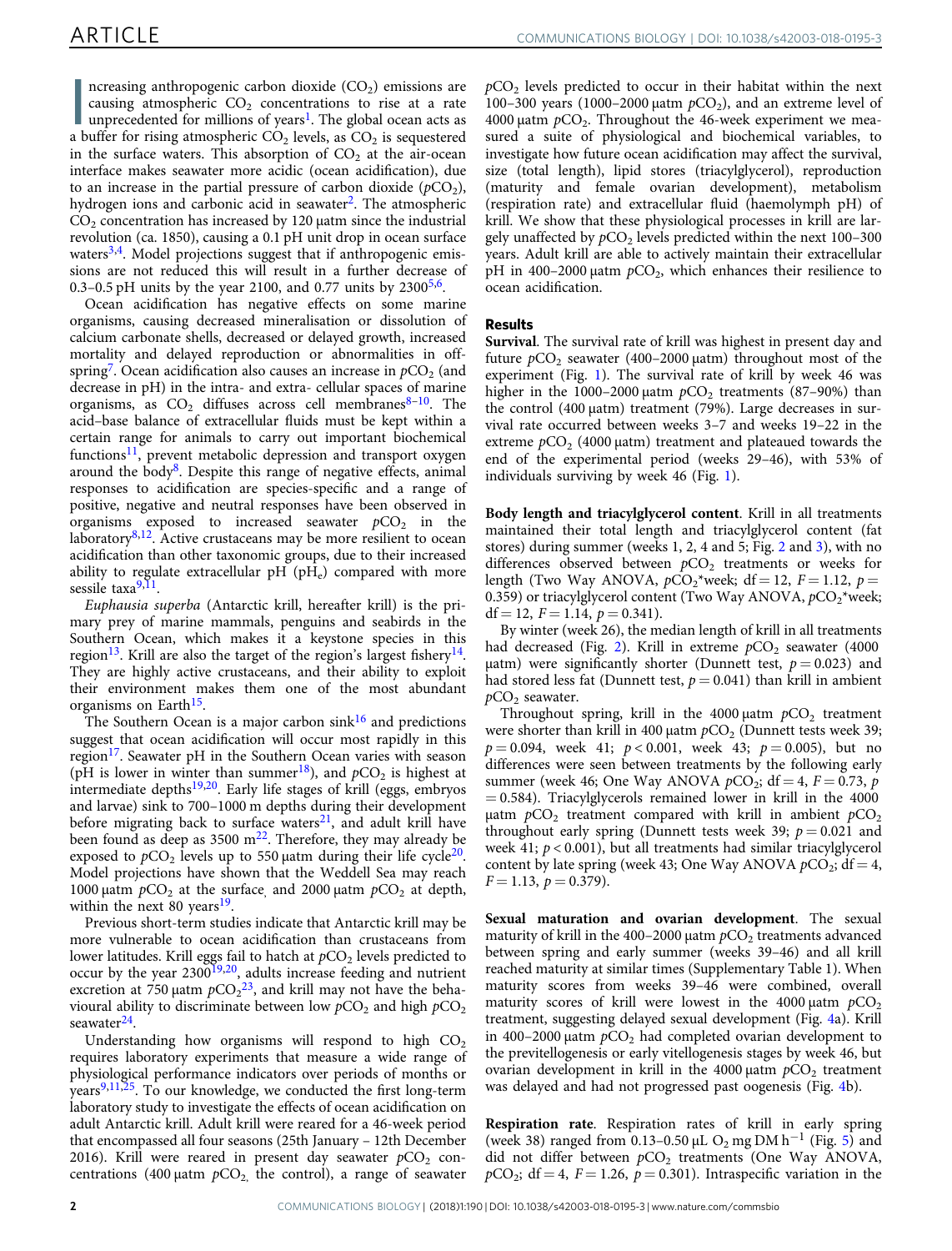Increasing anthropogenic carbon dioxide ($CO_2$) emissions are causing atmospheric $CO_2$ concentrations to rise at a rate unprecedented for millions of years[1]. The global ocean acts as a buffer for rising atmospheric $CO_2$ levels, as $CO_2$ is sequestered in the surface waters. This absorption of $CO_2$ at the air-ocean interface makes seawater more acidic (ocean acidification), due to an increase in the partial pressure of carbon dioxide ($pCO_2$), hydrogen ions and carbonic acid in seawater[2]. The atmospheric $CO_2$ concentration has increased by 120 µatm since the industrial revolution (ca. 1850), causing a 0.1 pH unit drop in ocean surface waters[3,4]. Model projections suggest that if anthropogenic emissions are not reduced this will result in a further decrease of 0.3–0.5 pH units by the year 2100, and 0.77 units by 2300[5,6].

Ocean acidification has negative effects on some marine organisms, causing decreased mineralisation or dissolution of calcium carbonate shells, decreased or delayed growth, increased mortality and delayed reproduction or abnormalities in offspring[7]. Ocean acidification also causes an increase in $pCO_2$ (and decrease in pH) in the intra- and extra- cellular spaces of marine organisms, as $CO_2$ diffuses across cell membranes[8–10]. The acid–base balance of extracellular fluids must be kept within a certain range for animals to carry out important biochemical functions[11], prevent metabolic depression and transport oxygen around the body[8]. Despite this range of negative effects, animal responses to acidification are species-specific and a range of positive, negative and neutral responses have been observed in organisms exposed to increased seawater $pCO_2$ in the laboratory[8,12]. Active crustaceans may be more resilient to ocean acidification than other taxonomic groups, due to their increased ability to regulate extracellular pH ($pH_e$) compared with more sessile taxa[9,11].

*Euphausia superba* (Antarctic krill, hereafter krill) is the primary prey of marine mammals, penguins and seabirds in the Southern Ocean, which makes it a keystone species in this region[13]. Krill are also the target of the region's largest fishery[14]. They are highly active crustaceans, and their ability to exploit their environment makes them one of the most abundant organisms on Earth[15].

The Southern Ocean is a major carbon sink[16] and predictions suggest that ocean acidification will occur most rapidly in this region[17]. Seawater pH in the Southern Ocean varies with season (pH is lower in winter than summer[18]), and $pCO_2$ is highest at intermediate depths[19,20]. Early life stages of krill (eggs, embryos and larvae) sink to 700–1000 m depths during their development before migrating back to surface waters[21], and adult krill have been found as deep as 3500 m[22]. Therefore, they may already be exposed to $pCO_2$ levels up to 550 µatm during their life cycle[20]. Model projections have shown that the Weddell Sea may reach 1000 µatm $pCO_2$ at the surface, and 2000 µatm $pCO_2$ at depth, within the next 80 years[19].

Previous short-term studies indicate that Antarctic krill may be more vulnerable to ocean acidification than crustaceans from lower latitudes. Krill eggs fail to hatch at $pCO_2$ levels predicted to occur by the year 2300[19,20], adults increase feeding and nutrient excretion at 750 µatm $pCO_2$[23], and krill may not have the behavioural ability to discriminate between low $pCO_2$ and high $pCO_2$ seawater[24].

Understanding how organisms will respond to high $CO_2$ requires laboratory experiments that measure a wide range of physiological performance indicators over periods of months or years[9,11,25]. To our knowledge, we conducted the first long-term laboratory study to investigate the effects of ocean acidification on adult Antarctic krill. Adult krill were reared for a 46-week period that encompassed all four seasons (25th January – 12th December 2016). Krill were reared in present day seawater $pCO_2$ concentrations (400 µatm $pCO_2$, the control), a range of seawater $pCO_2$ levels predicted to occur in their habitat within the next 100–300 years (1000–2000 µatm $pCO_2$), and an extreme level of 4000 µatm $pCO_2$. Throughout the 46-week experiment we measured a suite of physiological and biochemical variables, to investigate how future ocean acidification may affect the survival, size (total length), lipid stores (triacylglycerol), reproduction (maturity and female ovarian development), metabolism (respiration rate) and extracellular fluid (haemolymph pH) of krill. We show that these physiological processes in krill are largely unaffected by $pCO_2$ levels predicted within the next 100–300 years. Adult krill are able to actively maintain their extracellular pH in 400–2000 µatm $pCO_2$, which enhances their resilience to ocean acidification.

## Results

**Survival**. The survival rate of krill was highest in present day and future $pCO_2$ seawater (400–2000 µatm) throughout most of the experiment (Fig. 1). The survival rate of krill by week 46 was higher in the 1000–2000 µatm $pCO_2$ treatments (87–90%) than the control (400 µatm) treatment (79%). Large decreases in survival rate occurred between weeks 3–7 and weeks 19–22 in the extreme $pCO_2$ (4000 µatm) treatment and plateaued towards the end of the experimental period (weeks 29–46), with 53% of individuals surviving by week 46 (Fig. 1).

**Body length and triacylglycerol content**. Krill in all treatments maintained their total length and triacylglycerol content (fat stores) during summer (weeks 1, 2, 4 and 5; Fig. 2 and 3), with no differences observed between $pCO_2$ treatments or weeks for length (Two Way ANOVA, $pCO_2$*week; df = 12, $F = 1.12$, $p = 0.359$) or triacylglycerol content (Two Way ANOVA, $pCO_2$*week; df = 12, $F = 1.14$, $p = 0.341$).

By winter (week 26), the median length of krill in all treatments had decreased (Fig. 2). Krill in extreme $pCO_2$ seawater (4000 µatm) were significantly shorter (Dunnett test, $p = 0.023$) and had stored less fat (Dunnett test, $p = 0.041$) than krill in ambient $pCO_2$ seawater.

Throughout spring, krill in the 4000 µatm $pCO_2$ treatment were shorter than krill in 400 µatm $pCO_2$ (Dunnett tests week 39; $p = 0.094$, week 41; $p < 0.001$, week 43; $p = 0.005$), but no differences were seen between treatments by the following early summer (week 46; One Way ANOVA $pCO_2$; df = 4, $F = 0.73$, $p = 0.584$). Triacylglycerols remained lower in krill in the 4000 µatm $pCO_2$ treatment compared with krill in ambient $pCO_2$ throughout early spring (Dunnett tests week 39; $p = 0.021$ and week 41; $p < 0.001$), but all treatments had similar triacylglycerol content by late spring (week 43; One Way ANOVA $pCO_2$; df = 4, $F = 1.13$, $p = 0.379$).

**Sexual maturation and ovarian development**. The sexual maturity of krill in the 400–2000 µatm $pCO_2$ treatments advanced between spring and early summer (weeks 39–46) and all krill reached maturity at similar times (Supplementary Table 1). When maturity scores from weeks 39–46 were combined, overall maturity scores of krill were lowest in the 4000 µatm $pCO_2$ treatment, suggesting delayed sexual development (Fig. 4a). Krill in 400–2000 µatm $pCO_2$ had completed ovarian development to the previtellogenesis or early vitellogenesis stages by week 46, but ovarian development in krill in the 4000 µatm $pCO_2$ treatment was delayed and had not progressed past oogenesis (Fig. 4b).

**Respiration rate**. Respiration rates of krill in early spring (week 38) ranged from 0.13–0.50 µL $O_2$ mg DM $h^{-1}$ (Fig. 5) and did not differ between $pCO_2$ treatments (One Way ANOVA, $pCO_2$; df = 4, $F = 1.26$, $p = 0.301$). Intraspecific variation in the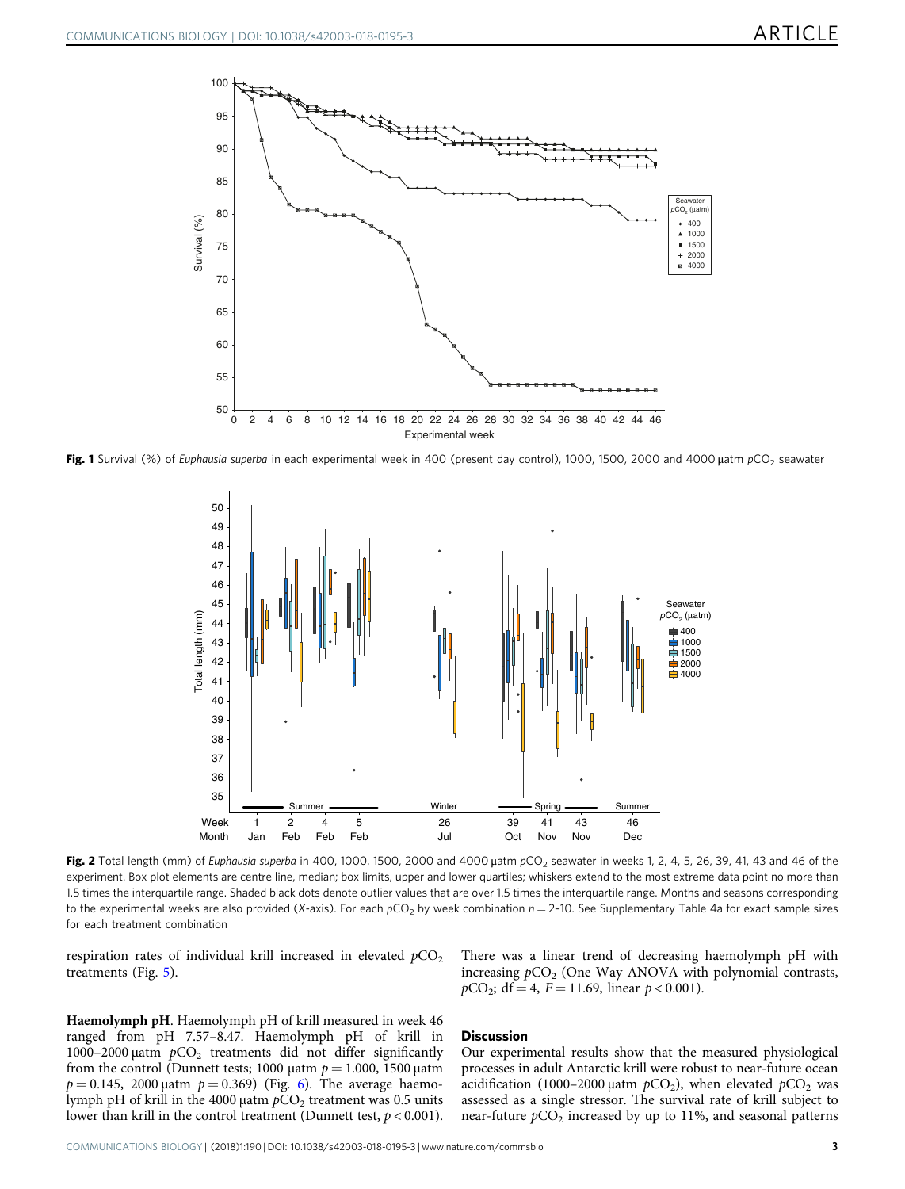**Fig. 1** Survival (%) of *Euphausia superba* in each experimental week in 400 (present day control), 1000, 1500, 2000 and 4000 µatm $pCO_2$ seawater

**Fig. 2** Total length (mm) of *Euphausia superba* in 400, 1000, 1500, 2000 and 4000 µatm $pCO_2$ seawater in weeks 1, 2, 4, 5, 26, 39, 41, 43 and 46 of the experiment. Box plot elements are centre line, median; box limits, upper and lower quartiles; whiskers extend to the most extreme data point no more than 1.5 times the interquartile range. Shaded black dots denote outlier values that are over 1.5 times the interquartile range. Months and seasons corresponding to the experimental weeks are also provided (*X*-axis). For each $pCO_2$ by week combination $n = 2$–10. See Supplementary Table 4a for exact sample sizes for each treatment combination

respiration rates of individual krill increased in elevated $pCO_2$ treatments (Fig. 5).

**Haemolymph pH**. Haemolymph pH of krill measured in week 46 ranged from pH 7.57–8.47. Haemolymph pH of krill in 1000–2000 µatm $pCO_2$ treatments did not differ significantly from the control (Dunnett tests; 1000 µatm $p = 1.000$, 1500 µatm $p = 0.145$, 2000 µatm $p = 0.369$) (Fig. 6). The average haemolymph pH of krill in the 4000 µatm $pCO_2$ treatment was 0.5 units lower than krill in the control treatment (Dunnett test, $p < 0.001$). There was a linear trend of decreasing haemolymph pH with increasing $pCO_2$ (One Way ANOVA with polynomial contrasts, $pCO_2$; df = 4, $F = 11.69$, linear $p < 0.001$).

## Discussion

Our experimental results show that the measured physiological processes in adult Antarctic krill were robust to near-future ocean acidification (1000–2000 µatm $pCO_2$), when elevated $pCO_2$ was assessed as a single stressor. The survival rate of krill subject to near-future $pCO_2$ increased by up to 11%, and seasonal patterns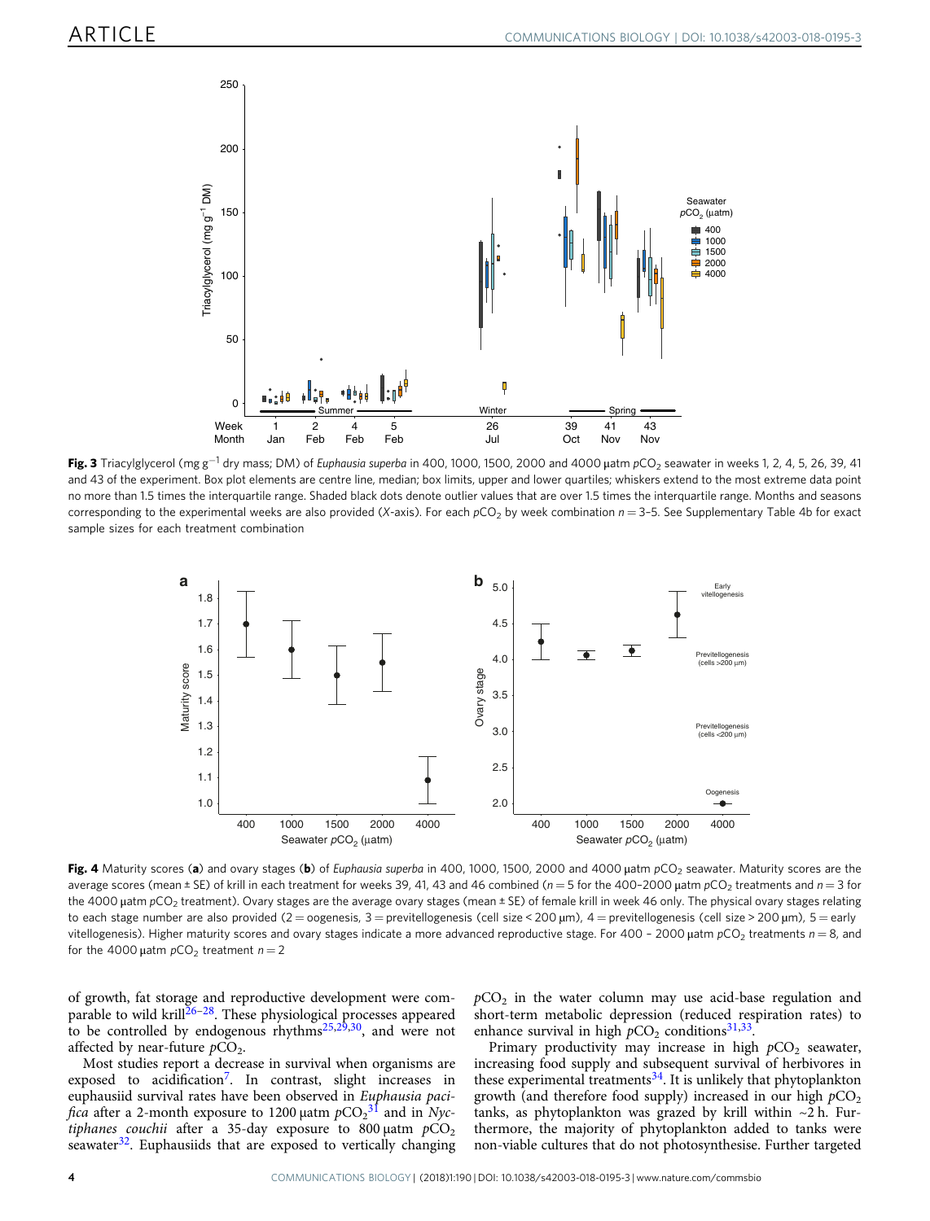**Fig. 3** Triacylglycerol (mg $g^{-1}$ dry mass; DM) of *Euphausia superba* in 400, 1000, 1500, 2000 and 4000 µatm $pCO_2$ seawater in weeks 1, 2, 4, 5, 26, 39, 41 and 43 of the experiment. Box plot elements are centre line, median; box limits, upper and lower quartiles; whiskers extend to the most extreme data point no more than 1.5 times the interquartile range. Shaded black dots denote outlier values that are over 1.5 times the interquartile range. Months and seasons corresponding to the experimental weeks are also provided (*X*-axis). For each $pCO_2$ by week combination $n = 3$–5. See Supplementary Table 4b for exact sample sizes for each treatment combination

**Fig. 4** Maturity scores (**a**) and ovary stages (**b**) of *Euphausia superba* in 400, 1000, 1500, 2000 and 4000 µatm $pCO_2$ seawater. Maturity scores are the average scores (mean ± SE) of krill in each treatment for weeks 39, 41, 43 and 46 combined ($n = 5$ for the 400–2000 µatm $pCO_2$ treatments and $n = 3$ for the 4000 µatm $pCO_2$ treatment). Ovary stages are the average ovary stages (mean ± SE) of female krill in week 46 only. The physical ovary stages relating to each stage number are also provided (2 = oogenesis, 3 = previtellogenesis (cell size < 200 µm), 4 = previtellogenesis (cell size > 200 µm), 5 = early vitellogenesis). Higher maturity scores and ovary stages indicate a more advanced reproductive stage. For 400 – 2000 µatm $pCO_2$ treatments $n = 8$, and for the 4000 µatm $pCO_2$ treatment $n = 2$

of growth, fat storage and reproductive development were comparable to wild krill[26–28]. These physiological processes appeared to be controlled by endogenous rhythms[25,29,30], and were not affected by near-future $pCO_2$.

Most studies report a decrease in survival when organisms are exposed to acidification[7]. In contrast, slight increases in euphausiid survival rates have been observed in *Euphausia pacifica* after a 2-month exposure to 1200 µatm $pCO_2$[31] and in *Nyctiphanes couchii* after a 35-day exposure to 800 µatm $pCO_2$ seawater[32]. Euphausiids that are exposed to vertically changing $pCO_2$ in the water column may use acid-base regulation and short-term metabolic depression (reduced respiration rates) to enhance survival in high $pCO_2$ conditions[31,33].

Primary productivity may increase in high $pCO_2$ seawater, increasing food supply and subsequent survival of herbivores in these experimental treatments[34]. It is unlikely that phytoplankton growth (and therefore food supply) increased in our high $pCO_2$ tanks, as phytoplankton was grazed by krill within ~2 h. Furthermore, the majority of phytoplankton added to tanks were non-viable cultures that do not photosynthesise. Further targeted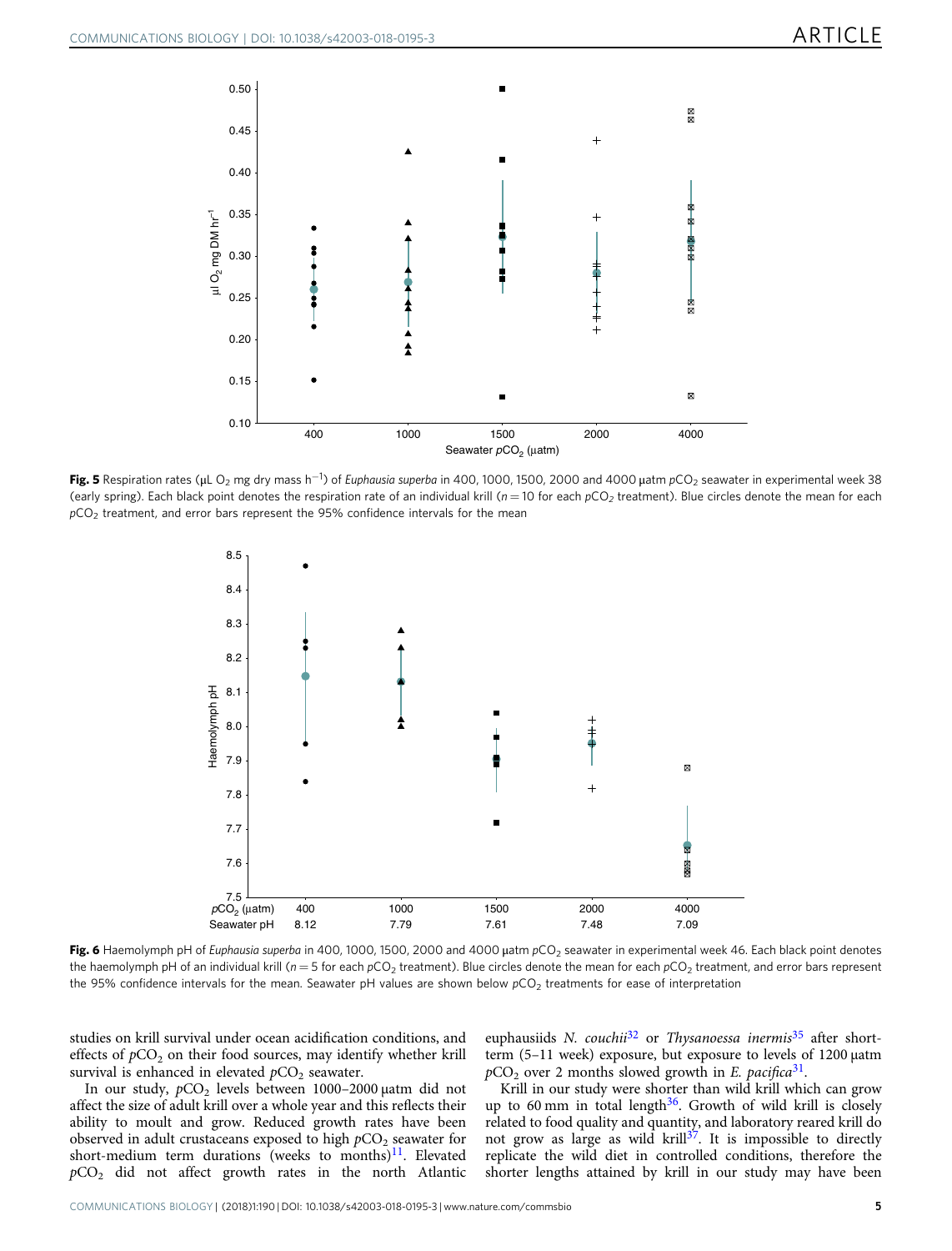**Fig. 5** Respiration rates (μL $O_2$ mg dry mass $h^{-1}$) of *Euphausia superba* in 400, 1000, 1500, 2000 and 4000 μatm $pCO_2$ seawater in experimental week 38 (early spring). Each black point denotes the respiration rate of an individual krill ($n = 10$ for each $pCO_2$ treatment). Blue circles denote the mean for each $pCO_2$ treatment, and error bars represent the 95% confidence intervals for the mean

**Fig. 6** Haemolymph pH of *Euphausia superba* in 400, 1000, 1500, 2000 and 4000 μatm $pCO_2$ seawater in experimental week 46. Each black point denotes the haemolymph pH of an individual krill ($n = 5$ for each $pCO_2$ treatment). Blue circles denote the mean for each $pCO_2$ treatment, and error bars represent the 95% confidence intervals for the mean. Seawater pH values are shown below $pCO_2$ treatments for ease of interpretation

studies on krill survival under ocean acidification conditions, and effects of $pCO_2$ on their food sources, may identify whether krill survival is enhanced in elevated $pCO_2$ seawater.

In our study, $pCO_2$ levels between 1000–2000 μatm did not affect the size of adult krill over a whole year and this reflects their ability to moult and grow. Reduced growth rates have been observed in adult crustaceans exposed to high $pCO_2$ seawater for short-medium term durations (weeks to months)[11]. Elevated $pCO_2$ did not affect growth rates in the north Atlantic euphausiids *N. couchii*[32] or *Thysanoessa inermis*[35] after short-term (5–11 week) exposure, but exposure to levels of 1200 μatm $pCO_2$ over 2 months slowed growth in *E. pacifica*[31].

Krill in our study were shorter than wild krill which can grow up to 60 mm in total length[36]. Growth of wild krill is closely related to food quality and quantity, and laboratory reared krill do not grow as large as wild krill[37]. It is impossible to directly replicate the wild diet in controlled conditions, therefore the shorter lengths attained by krill in our study may have been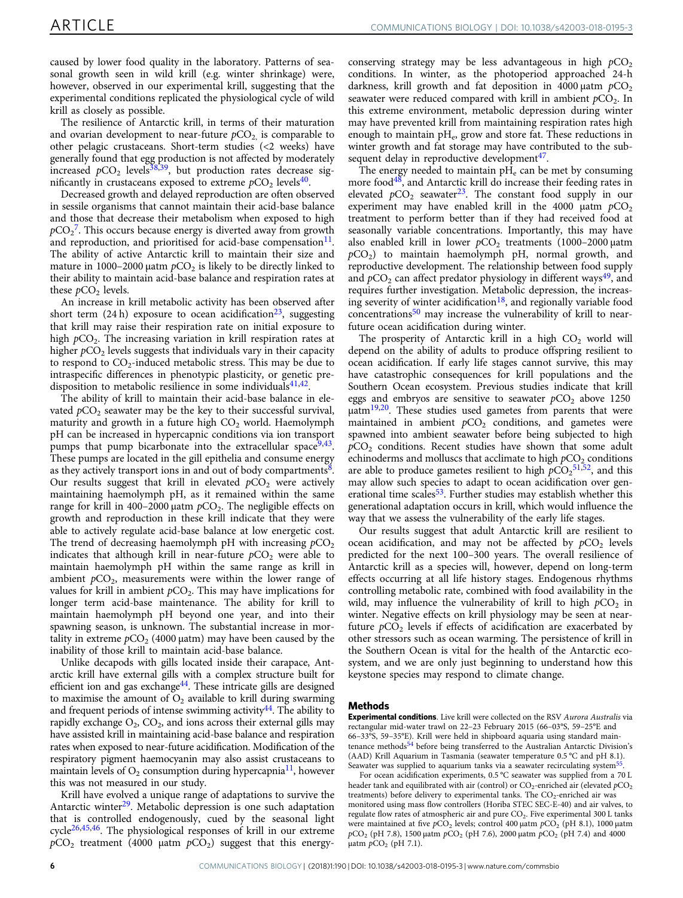caused by lower food quality in the laboratory. Patterns of seasonal growth seen in wild krill (e.g. winter shrinkage) were, however, observed in our experimental krill, suggesting that the experimental conditions replicated the physiological cycle of wild krill as closely as possible.

The resilience of Antarctic krill, in terms of their maturation and ovarian development to near-future $pCO_2$, is comparable to other pelagic crustaceans. Short-term studies (<2 weeks) have generally found that egg production is not affected by moderately increased $pCO_2$ levels[38,39], but production rates decrease significantly in crustaceans exposed to extreme $pCO_2$ levels[40].

Decreased growth and delayed reproduction are often observed in sessile organisms that cannot maintain their acid-base balance and those that decrease their metabolism when exposed to high $pCO_2$[7]. This occurs because energy is diverted away from growth and reproduction, and prioritised for acid-base compensation[11]. The ability of active Antarctic krill to maintain their size and mature in 1000–2000 µatm $pCO_2$ is likely to be directly linked to their ability to maintain acid-base balance and respiration rates at these $pCO_2$ levels.

An increase in krill metabolic activity has been observed after short term (24 h) exposure to ocean acidification[23], suggesting that krill may raise their respiration rate on initial exposure to high $pCO_2$. The increasing variation in krill respiration rates at higher $pCO_2$ levels suggests that individuals vary in their capacity to respond to $CO_2$-induced metabolic stress. This may be due to intraspecific differences in phenotypic plasticity, or genetic predisposition to metabolic resilience in some individuals[41,42].

The ability of krill to maintain their acid-base balance in elevated $pCO_2$ seawater may be the key to their successful survival, maturity and growth in a future high $CO_2$ world. Haemolymph pH can be increased in hypercapnic conditions via ion transport pumps that pump bicarbonate into the extracellular space[9,43]. These pumps are located in the gill epithelia and consume energy as they actively transport ions in and out of body compartments[8]. Our results suggest that krill in elevated $pCO_2$ were actively maintaining haemolymph pH, as it remained within the same range as for krill in 400–2000 µatm $pCO_2$. The negligible effects on growth and reproduction in these krill indicate that they were able to actively regulate acid-base balance at low energetic cost. The trend of decreasing haemolymph pH with increasing $pCO_2$ indicates that although krill in near-future $pCO_2$ were able to maintain haemolymph pH within the same range as krill in ambient $pCO_2$, measurements were within the lower range of values for krill in ambient $pCO_2$. This may have implications for longer term acid-base maintenance. The ability for krill to maintain haemolymph pH beyond one year, and into their spawning season, is unknown. The substantial increase in mortality in extreme $pCO_2$ (4000 µatm) may have been caused by the inability of those krill to maintain acid-base balance.

Unlike decapods with gills located inside their carapace, Antarctic krill have external gills with a complex structure built for efficient ion and gas exchange[44]. These intricate gills are designed to maximise the amount of $O_2$ available to krill during swarming and frequent periods of intense swimming activity[44]. The ability to rapidly exchange $O_2$, $CO_2$, and ions across their external gills may have assisted krill in maintaining acid-base balance and respiration rates when exposed to near-future acidification. Modification of the respiratory pigment haemocyanin may also assist crustaceans to maintain levels of $O_2$ consumption during hypercapnia[11], however this was not measured in our study.

Krill have evolved a unique range of adaptations to survive the Antarctic winter[29]. Metabolic depression is one such adaptation that is controlled endogenously, cued by the seasonal light cycle[26,45,46]. The physiological responses of krill in our extreme $pCO_2$ treatment (4000 µatm $pCO_2$) suggest that this energy-conserving strategy may be less advantageous in high $pCO_2$ conditions. In winter, as the photoperiod approached 24-h darkness, krill growth and fat deposition in 4000 µatm $pCO_2$ seawater were reduced compared with krill in ambient $pCO_2$. In this extreme environment, metabolic depression during winter may have prevented krill from maintaining respiration rates high enough to maintain $pH_e$, grow and store fat. These reductions in winter growth and fat storage may have contributed to the subsequent delay in reproductive development[47].

The energy needed to maintain $pH_e$ can be met by consuming more food[48], and Antarctic krill do increase their feeding rates in elevated $pCO_2$ seawater[23]. The constant food supply in our experiment may have enabled krill in the 4000 µatm $pCO_2$ treatment to perform better than if they had received food at seasonally variable concentrations. Importantly, this may have also enabled krill in lower $pCO_2$ treatments (1000–2000 µatm $pCO_2$) to maintain haemolymph pH, normal growth, and reproductive development. The relationship between food supply and $pCO_2$ can affect predator physiology in different ways[49], and requires further investigation. Metabolic depression, the increasing severity of winter acidification[18], and regionally variable food concentrations[50] may increase the vulnerability of krill to near-future ocean acidification during winter.

The prosperity of Antarctic krill in a high $CO_2$ world will depend on the ability of adults to produce offspring resilient to ocean acidification. If early life stages cannot survive, this may have catastrophic consequences for krill populations and the Southern Ocean ecosystem. Previous studies indicate that krill eggs and embryos are sensitive to seawater $pCO_2$ above 1250 µatm[19,20]. These studies used gametes from parents that were maintained in ambient $pCO_2$ conditions, and gametes were spawned into ambient seawater before being subjected to high $pCO_2$ conditions. Recent studies have shown that some adult echinoderms and molluscs that acclimate to high $pCO_2$ conditions are able to produce gametes resilient to high $pCO_2$[51,52], and this may allow such species to adapt to ocean acidification over generational time scales[53]. Further studies may establish whether this generational adaptation occurs in krill, which would influence the way that we assess the vulnerability of the early life stages.

Our results suggest that adult Antarctic krill are resilient to ocean acidification, and may not be affected by $pCO_2$ levels predicted for the next 100–300 years. The overall resilience of Antarctic krill as a species will, however, depend on long-term effects occurring at all life history stages. Endogenous rhythms controlling metabolic rate, combined with food availability in the wild, may influence the vulnerability of krill to high $pCO_2$ in winter. Negative effects on krill physiology may be seen at near-future $pCO_2$ levels if effects of acidification are exacerbated by other stressors such as ocean warming. The persistence of krill in the Southern Ocean is vital for the health of the Antarctic ecosystem, and we are only just beginning to understand how this keystone species may respond to climate change.

## Methods

**Experimental conditions**. Live krill were collected on the RSV *Aurora Australis* via rectangular mid-water trawl on 22–23 February 2015 (66–03°S, 59–25°E and 66–33°S, 59–35°E). Krill were held in shipboard aquaria using standard maintenance methods[54] before being transferred to the Australian Antarctic Division's (AAD) Krill Aquarium in Tasmania (seawater temperature 0.5 °C and pH 8.1). Seawater was supplied to aquarium tanks via a seawater recirculating system[55].

For ocean acidification experiments, 0.5 °C seawater was supplied from a 70 L header tank and equilibrated with air (control) or $CO_2$-enriched air (elevated $pCO_2$ treatments) before delivery to experimental tanks. The $CO_2$-enriched air was monitored using mass flow controllers (Horiba STEC SEC-E-40) and air valves, to regulate flow rates of atmospheric air and pure $CO_2$. Five experimental 300 L tanks were maintained at five $pCO_2$ levels; control 400 µatm $pCO_2$ (pH 8.1), 1000 µatm $pCO_2$ (pH 7.8), 1500 µatm $pCO_2$ (pH 7.6), 2000 µatm $pCO_2$ (pH 7.4) and 4000 µatm $pCO_2$ (pH 7.1).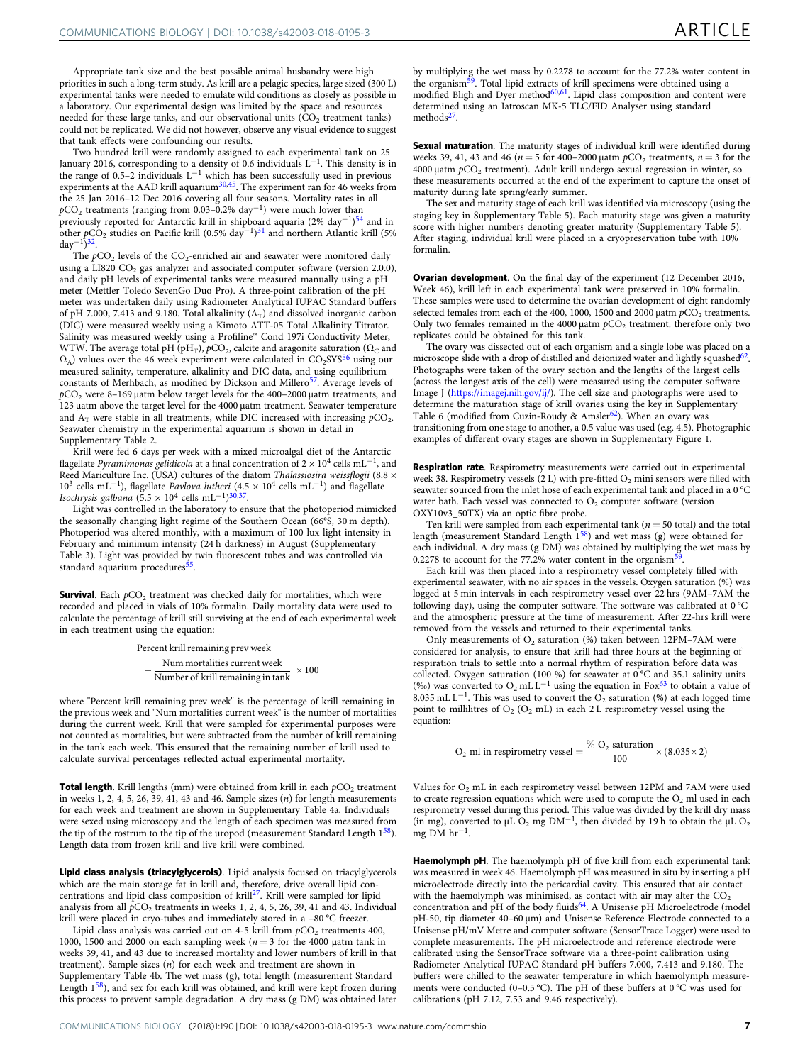Appropriate tank size and the best possible animal husbandry were high priorities in such a long-term study. As krill are a pelagic species, large sized (300 L) experimental tanks were needed to emulate wild conditions as closely as possible in a laboratory. Our experimental design was limited by the space and resources needed for these large tanks, and our observational units ($CO_2$ treatment tanks) could not be replicated. We did not however, observe any visual evidence to suggest that tank effects were confounding our results.

Two hundred krill were randomly assigned to each experimental tank on 25 January 2016, corresponding to a density of 0.6 individuals $L^{-1}$. This density is in the range of 0.5–2 individuals $L^{-1}$ which has been successfully used in previous experiments at the AAD krill aquarium[30,45]. The experiment ran for 46 weeks from the 25 Jan 2016–12 Dec 2016 covering all four seasons. Mortality rates in all $pCO_2$ treatments (ranging from 0.03–0.2% $day^{-1}$) were much lower than previously reported for Antarctic krill in shipboard aquaria (2% $day^{-1}$)[54] and in other $pCO_2$ studies on Pacific krill (0.5% $day^{-1}$)[31] and northern Atlantic krill (5% $day^{-1}$)[32].

The $pCO_2$ levels of the $CO_2$-enriched air and seawater were monitored daily using a LI820 $CO_2$ gas analyzer and associated computer software (version 2.0.0), and daily pH levels of experimental tanks were measured manually using a pH meter (Mettler Toledo SevenGo Duo Pro). A three-point calibration of the pH meter was undertaken daily using Radiometer Analytical IUPAC Standard buffers of pH 7.000, 7.413 and 9.180. Total alkalinity ($A_T$) and dissolved inorganic carbon (DIC) were measured weekly using a Kimoto ATT-05 Total Alkalinity Titrator. Salinity was measured weekly using a Profiline™ Cond 197i Conductivity Meter, WTW. The average total pH ($pH_T$), $pCO_2$, calcite and aragonite saturation ($\Omega_C$ and $\Omega_A$) values over the 46 week experiment were calculated in $CO_2$SYS[56] using our measured salinity, temperature, alkalinity and DIC data, and using equilibrium constants of Merhbach, as modified by Dickson and Millero[57]. Average levels of $pCO_2$ were 8–169 μatm below target levels for the 400–2000 μatm treatments, and 123 μatm above the target level for the 4000 μatm treatment. Seawater temperature and $A_T$ were stable in all treatments, while DIC increased with increasing $pCO_2$. Seawater chemistry in the experimental aquarium is shown in detail in Supplementary Table 2.

Krill were fed 6 days per week with a mixed microalgal diet of the Antarctic flagellate *Pyramimonas gelidicola* at a final concentration of $2 \times 10^4$ cells $mL^{-1}$, and Reed Mariculture Inc. (USA) cultures of the diatom *Thalassiosira weissflogii* ($8.8 \times 10^3$ cells $mL^{-1}$), flagellate *Pavlova lutheri* ($4.5 \times 10^4$ cells $mL^{-1}$) and flagellate *Isochrysis galbana* ($5.5 \times 10^4$ cells $mL^{-1}$)[30,37].

Light was controlled in the laboratory to ensure that the photoperiod mimicked the seasonally changing light regime of the Southern Ocean (66°S, 30 m depth). Photoperiod was altered monthly, with a maximum of 100 lux light intensity in February and minimum intensity (24 h darkness) in August (Supplementary Table 3). Light was provided by twin fluorescent tubes and was controlled via standard aquarium procedures[55].

**Survival**. Each $pCO_2$ treatment was checked daily for mortalities, which were recorded and placed in vials of 10% formalin. Daily mortality data were used to calculate the percentage of krill still surviving at the end of each experimental week in each treatment using the equation:

$$\text{Percent krill remaining prev week} - \frac{\text{Num mortalities current week}}{\text{Number of krill remaining in tank}} \times 100$$

where "Percent krill remaining prev week" is the percentage of krill remaining in the previous week and "Num mortalities current week" is the number of mortalities during the current week. Krill that were sampled for experimental purposes were not counted as mortalities, but were subtracted from the number of krill remaining in the tank each week. This ensured that the remaining number of krill used to calculate survival percentages reflected actual experimental mortality.

**Total length**. Krill lengths (mm) were obtained from krill in each $pCO_2$ treatment in weeks 1, 2, 4, 5, 26, 39, 41, 43 and 46. Sample sizes ($n$) for length measurements for each week and treatment are shown in Supplementary Table 4a. Individuals were sexed using microscopy and the length of each specimen was measured from the tip of the rostrum to the tip of the uropod (measurement Standard Length 1[58]). Length data from frozen krill and live krill were combined.

**Lipid class analysis (triacylglycerols)**. Lipid analysis focused on triacylglycerols which are the main storage fat in krill and, therefore, drive overall lipid concentrations and lipid class composition of krill[27]. Krill were sampled for lipid analysis from all $pCO_2$ treatments in weeks 1, 2, 4, 5, 26, 39, 41 and 43. Individual krill were placed in cryo-tubes and immediately stored in a −80 °C freezer.

Lipid class analysis was carried out on 4-5 krill from $pCO_2$ treatments 400, 1000, 1500 and 2000 on each sampling week ($n = 3$ for the 4000 μatm tank in weeks 39, 41, and 43 due to increased mortality and lower numbers of krill in that treatment). Sample sizes ($n$) for each week and treatment are shown in Supplementary Table 4b. The wet mass (g), total length (measurement Standard Length 1[58]), and sex for each krill was obtained, and krill were kept frozen during this process to prevent sample degradation. A dry mass (g DM) was obtained later by multiplying the wet mass by 0.2278 to account for the 77.2% water content in the organism[59]. Total lipid extracts of krill specimens were obtained using a modified Bligh and Dyer method[60,61]. Lipid class composition and content were determined using an Iatroscan MK-5 TLC/FID Analyser using standard methods[27].

**Sexual maturation**. The maturity stages of individual krill were identified during weeks 39, 41, 43 and 46 ($n = 5$ for 400–2000 μatm $pCO_2$ treatments, $n = 3$ for the 4000 μatm $pCO_2$ treatment). Adult krill undergo sexual regression in winter, so these measurements occurred at the end of the experiment to capture the onset of maturity during late spring/early summer.

The sex and maturity stage of each krill was identified via microscopy (using the staging key in Supplementary Table 5). Each maturity stage was given a maturity score with higher numbers denoting greater maturity (Supplementary Table 5). After staging, individual krill were placed in a cryopreservation tube with 10% formalin.

**Ovarian development**. On the final day of the experiment (12 December 2016, Week 46), krill left in each experimental tank were preserved in 10% formalin. These samples were used to determine the ovarian development of eight randomly selected females from each of the 400, 1000, 1500 and 2000 μatm $pCO_2$ treatments. Only two females remained in the 4000 μatm $pCO_2$ treatment, therefore only two replicates could be obtained for this tank.

The ovary was dissected out of each organism and a single lobe was placed on a microscope slide with a drop of distilled and deionized water and lightly squashed[62]. Photographs were taken of the ovary section and the lengths of the largest cells (across the longest axis of the cell) were measured using the computer software Image J (https://imagej.nih.gov/ij/). The cell size and photographs were used to determine the maturation stage of krill ovaries using the key in Supplementary Table 6 (modified from Cuzin-Roudy & Amsler[62]). When an ovary was transitioning from one stage to another, a 0.5 value was used (e.g. 4.5). Photographic examples of different ovary stages are shown in Supplementary Figure 1.

**Respiration rate**. Respirometry measurements were carried out in experimental week 38. Respirometry vessels (2 L) with pre-fitted $O_2$ mini sensors were filled with seawater sourced from the inlet hose of each experimental tank and placed in a 0 °C water bath. Each vessel was connected to $O_2$ computer software (version OXY10v3_50TX) via an optic fibre probe.

Ten krill were sampled from each experimental tank ($n = 50$ total) and the total length (measurement Standard Length 1[58]) and wet mass (g) were obtained for each individual. A dry mass (g DM) was obtained by multiplying the wet mass by 0.2278 to account for the 77.2% water content in the organism[59].

Each krill was then placed into a respirometry vessel completely filled with experimental seawater, with no air spaces in the vessels. Oxygen saturation (%) was logged at 5 min intervals in each respirometry vessel over 22 hrs (9AM–7AM the following day), using the computer software. The software was calibrated at 0 °C and the atmospheric pressure at the time of measurement. After 22-hrs krill were removed from the vessels and returned to their experimental tanks.

Only measurements of $O_2$ saturation (%) taken between 12PM–7AM were considered for analysis, to ensure that krill had three hours at the beginning of respiration trials to settle into a normal rhythm of respiration before data was collected. Oxygen saturation (100 %) for seawater at 0 °C and 35.1 salinity units (‰) was converted to $O_2$ mL $L^{-1}$ using the equation in Fox[63] to obtain a value of 8.035 mL $L^{-1}$. This was used to convert the $O_2$ saturation (%) at each logged time point to millilitres of $O_2$ ($O_2$ mL) in each 2 L respirometry vessel using the equation:

$$O_2 \text{ ml in respirometry vessel} = \frac{\% \ O_2 \text{ saturation}}{100} \times (8.035 \times 2)$$

Values for $O_2$ mL in each respirometry vessel between 12PM and 7AM were used to create regression equations which were used to compute the $O_2$ ml used in each respirometry vessel during this period. This value was divided by the krill dry mass (in mg), converted to μL $O_2$ mg $DM^{-1}$, then divided by 19 h to obtain the μL $O_2$ mg DM $hr^{-1}$.

**Haemolymph pH**. The haemolymph pH of five krill from each experimental tank was measured in week 46. Haemolymph pH was measured in situ by inserting a pH microelectrode directly into the pericardial cavity. This ensured that air contact with the haemolymph was minimised, as contact with air may alter the $CO_2$ concentration and pH of the body fluids[64]. A Unisense pH Microelectrode (model pH-50, tip diameter 40–60 μm) and Unisense Reference Electrode connected to a Unisense pH/mV Metre and computer software (SensorTrace Logger) were used to complete measurements. The pH microelectrode and reference electrode were calibrated using the SensorTrace software via a three-point calibration using Radiometer Analytical IUPAC Standard pH buffers 7.000, 7.413 and 9.180. The buffers were chilled to the seawater temperature in which haemolymph measurements were conducted (0–0.5 °C). The pH of these buffers at 0 °C was used for calibrations (pH 7.12, 7.53 and 9.46 respectively).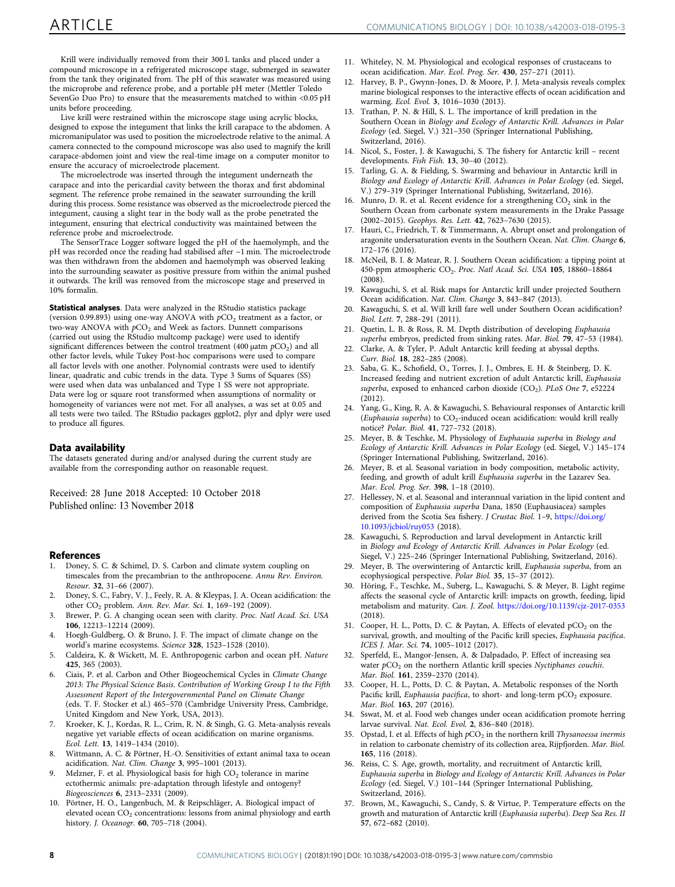Krill were individually removed from their 300 L tanks and placed under a compound microscope in a refrigerated microscope stage, submerged in seawater from the tank they originated from. The pH of this seawater was measured using the microprobe and reference probe, and a portable pH meter (Mettler Toledo SevenGo Duo Pro) to ensure that the measurements matched to within <0.05 pH units before proceeding.

Live krill were restrained within the microscope stage using acrylic blocks, designed to expose the integument that links the krill carapace to the abdomen. A micromanipulator was used to position the microelectrode relative to the animal. A camera connected to the compound microscope was also used to magnify the krill carapace-abdomen joint and view the real-time image on a computer monitor to ensure the accuracy of microelectrode placement.

The microelectrode was inserted through the integument underneath the carapace and into the pericardial cavity between the thorax and first abdominal segment. The reference probe remained in the seawater surrounding the krill during this process. Some resistance was observed as the microelectrode pierced the integument, causing a slight tear in the body wall as the probe penetrated the integument, ensuring that electrical conductivity was maintained between the reference probe and microelectrode.

The SensorTrace Logger software logged the pH of the haemolymph, and the pH was recorded once the reading had stabilised after ~1 min. The microelectrode was then withdrawn from the abdomen and haemolymph was observed leaking into the surrounding seawater as positive pressure from within the animal pushed it outwards. The krill was removed from the microscope stage and preserved in 10% formalin.

**Statistical analyses**. Data were analyzed in the RStudio statistics package (version 0.99.893) using one-way ANOVA with $pCO_2$ treatment as a factor, or two-way ANOVA with $pCO_2$ and Week as factors. Dunnett comparisons (carried out using the RStudio multcomp package) were used to identify significant differences between the control treatment (400 μatm $pCO_2$) and all other factor levels, while Tukey Post-hoc comparisons were used to compare all factor levels with one another. Polynomial contrasts were used to identify linear, quadratic and cubic trends in the data. Type 3 Sums of Squares (SS) were used when data was unbalanced and Type 1 SS were not appropriate. Data were log or square root transformed when assumptions of normality or homogeneity of variances were not met. For all analyses, $\alpha$ was set at 0.05 and all tests were two tailed. The RStudio packages ggplot2, plyr and dplyr were used to produce all figures.

## Data availability

The datasets generated during and/or analysed during the current study are available from the corresponding author on reasonable request.

Received: 28 June 2018 Accepted: 10 October 2018
Published online: 13 November 2018

## References

1. Doney, S. C. & Schimel, D. S. Carbon and climate system coupling on timescales from the precambrian to the anthropocene. *Annu Rev. Environ. Resour.* **32**, 31–66 (2007).
2. Doney, S. C., Fabry, V. J., Feely, R. A. & Kleypas, J. A. Ocean acidification: the other $CO_2$ problem. *Ann. Rev. Mar. Sci.* **1**, 169–192 (2009).
3. Brewer, P. G. A changing ocean seen with clarity. *Proc. Natl Acad. Sci. USA* **106**, 12213–12214 (2009).
4. Hoegh-Guldberg, O. & Bruno, J. F. The impact of climate change on the world's marine ecosystems. *Science* **328**, 1523–1528 (2010).
5. Caldeira, K. & Wickett, M. E. Anthropogenic carbon and ocean pH. *Nature* **425**, 365 (2003).
6. Ciais, P. et al. Carbon and Other Biogeochemical Cycles in *Climate Change 2013: The Physical Science Basis. Contribution of Working Group I to the Fifth Assessment Report of the Intergovernmental Panel on Climate Change* (eds. T. F. Stocker et al.) 465–570 (Cambridge University Press, Cambridge, United Kingdom and New York, USA, 2013).
7. Kroeker, K. J., Kordas, R. L., Crim, R. N. & Singh, G. G. Meta-analysis reveals negative yet variable effects of ocean acidification on marine organisms. *Ecol. Lett.* **13**, 1419–1434 (2010).
8. Wittmann, A. C. & Pörtner, H.-O. Sensitivities of extant animal taxa to ocean acidification. *Nat. Clim. Change* **3**, 995–1001 (2013).
9. Melzner, F. et al. Physiological basis for high $CO_2$ tolerance in marine ectothermic animals: pre-adaptation through lifestyle and ontogeny? *Biogeosciences* **6**, 2313–2331 (2009).
10. Pörtner, H. O., Langenbuch, M. & Reipschläger, A. Biological impact of elevated ocean $CO_2$ concentrations: lessons from animal physiology and earth history. *J. Oceanogr.* **60**, 705–718 (2004).
11. Whiteley, N. M. Physiological and ecological responses of crustaceans to ocean acidification. *Mar. Ecol. Prog. Ser.* **430**, 257–271 (2011).
12. Harvey, B. P., Gwynn-Jones, D. & Moore, P. J. Meta-analysis reveals complex marine biological responses to the interactive effects of ocean acidification and warming. *Ecol. Evol.* **3**, 1016–1030 (2013).
13. Trathan, P. N. & Hill, S. L. The importance of krill predation in the Southern Ocean in *Biology and Ecology of Antarctic Krill. Advances in Polar Ecology* (ed. Siegel, V.) 321–350 (Springer International Publishing, Switzerland, 2016).
14. Nicol, S., Foster, J. & Kawaguchi, S. The fishery for Antarctic krill – recent developments. *Fish Fish.* **13**, 30–40 (2012).
15. Tarling, G. A. & Fielding, S. Swarming and behaviour in Antarctic krill in *Biology and Ecology of Antarctic Krill. Advances in Polar Ecology* (ed. Siegel, V.) 279–319 (Springer International Publishing, Switzerland, 2016).
16. Munro, D. R. et al. Recent evidence for a strengthening $CO_2$ sink in the Southern Ocean from carbonate system measurements in the Drake Passage (2002–2015). *Geophys. Res. Lett.* **42**, 7623–7630 (2015).
17. Hauri, C., Friedrich, T. & Timmermann, A. Abrupt onset and prolongation of aragonite undersaturation events in the Southern Ocean. *Nat. Clim. Change* **6**, 172–176 (2016).
18. McNeil, B. I. & Matear, R. J. Southern Ocean acidification: a tipping point at 450-ppm atmospheric $CO_2$. *Proc. Natl Acad. Sci. USA* **105**, 18860–18864 (2008).
19. Kawaguchi, S. et al. Risk maps for Antarctic krill under projected Southern Ocean acidification. *Nat. Clim. Change* **3**, 843–847 (2013).
20. Kawaguchi, S. et al. Will krill fare well under Southern Ocean acidification? *Biol. Lett.* **7**, 288–291 (2011).
21. Quetin, L. B. & Ross, R. M. Depth distribution of developing *Euphausia superba* embryos, predicted from sinking rates. *Mar. Biol.* **79**, 47–53 (1984).
22. Clarke, A. & Tyler, P. Adult Antarctic krill feeding at abyssal depths. *Curr. Biol.* **18**, 282–285 (2008).
23. Saba, G. K., Schofield, O., Torres, J. J., Ombres, E. H. & Steinberg, D. K. Increased feeding and nutrient excretion of adult Antarctic krill, *Euphausia superba*, exposed to enhanced carbon dioxide ($CO_2$). *PLoS One* **7**, e52224 (2012).
24. Yang, G., King, R. A. & Kawaguchi, S. Behavioural responses of Antarctic krill (*Euphausia superba*) to $CO_2$-induced ocean acidification: would krill really notice? *Polar. Biol.* **41**, 727–732 (2018).
25. Meyer, B. & Teschke, M. Physiology of *Euphausia superba* in *Biology and Ecology of Antarctic Krill. Advances in Polar Ecology* (ed. Siegel, V.) 145–174 (Springer International Publishing, Switzerland, 2016).
26. Meyer, B. et al. Seasonal variation in body composition, metabolic activity, feeding, and growth of adult krill *Euphausia superba* in the Lazarev Sea. *Mar. Ecol. Prog. Ser.* **398**, 1–18 (2010).
27. Hellessey, N. et al. Seasonal and interannual variation in the lipid content and composition of *Euphausia superba* Dana, 1850 (Euphausiacea) samples derived from the Scotia Sea fishery. *J Crustac Biol.* 1–9, https://doi.org/10.1093/jcbiol/ruy053 (2018).
28. Kawaguchi, S. Reproduction and larval development in Antarctic krill in *Biology and Ecology of Antarctic Krill. Advances in Polar Ecology* (ed. Siegel, V.) 225–246 (Springer International Publishing, Switzerland, 2016).
29. Meyer, B. The overwintering of Antarctic krill, *Euphausia superba*, from an ecophysiological perspective. *Polar Biol.* **35**, 15–37 (2012).
30. Höring, F., Teschke, M., Suberg, L., Kawaguchi, S. & Meyer, B. Light regime affects the seasonal cycle of Antarctic krill: impacts on growth, feeding, lipid metabolism and maturity. *Can. J. Zool.* https://doi.org/10.1139/cjz-2017-0353 (2018).
31. Cooper, H. L., Potts, D. C. & Paytan, A. Effects of elevated $pCO_2$ on the survival, growth, and moulting of the Pacific krill species, *Euphausia pacifica*. *ICES J. Mar. Sci.* **74**, 1005–1012 (2017).
32. Sperfeld, E., Mangor-Jensen, A. & Dalpadado, P. Effect of increasing sea water $pCO_2$ on the northern Atlantic krill species *Nyctiphanes couchii*. *Mar. Biol.* **161**, 2359–2370 (2014).
33. Cooper, H. L., Potts, D. C. & Paytan, A. Metabolic responses of the North Pacific krill, *Euphausia pacifica*, to short- and long-term $pCO_2$ exposure. *Mar. Biol.* **163**, 207 (2016).
34. Sswat, M. et al. Food web changes under ocean acidification promote herring larvae survival. *Nat. Ecol. Evol.* **2**, 836–840 (2018).
35. Opstad, I. et al. Effects of high $pCO_2$ in the northern krill *Thysanoessa inermis* in relation to carbonate chemistry of its collection area, Rijpfjorden. *Mar. Biol.* **165**, 116 (2018).
36. Reiss, C. S. Age, growth, mortality, and recruitment of Antarctic krill, *Euphausia superba* in *Biology and Ecology of Antarctic Krill. Advances in Polar Ecology* (ed. Siegel, V.) 101–144 (Springer International Publishing, Switzerland, 2016).
37. Brown, M., Kawaguchi, S., Candy, S. & Virtue, P. Temperature effects on the growth and maturation of Antarctic krill (*Euphausia superba*). *Deep Sea Res. II* **57**, 672–682 (2010).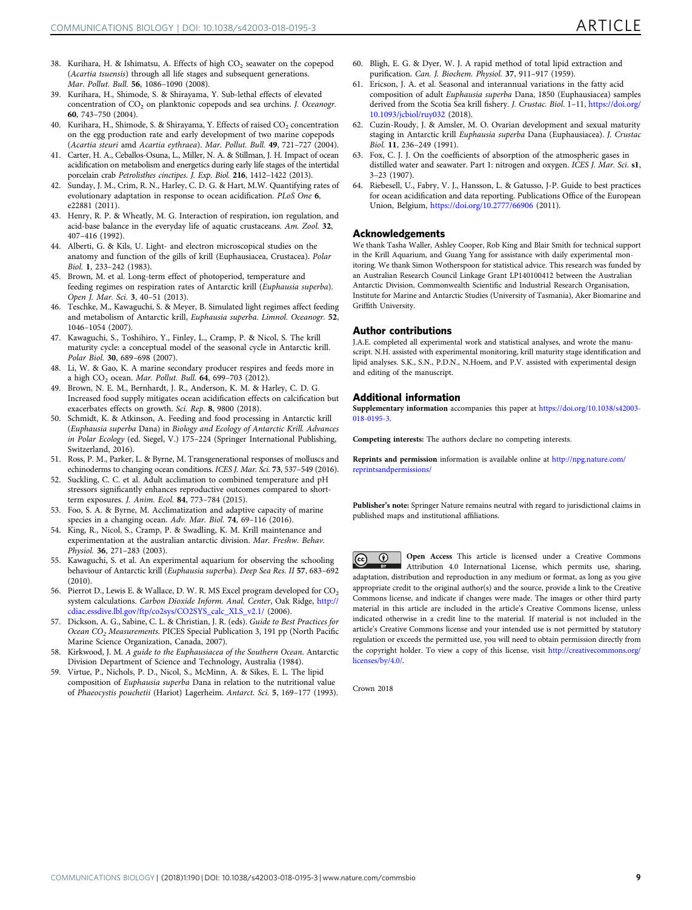38. Kurihara, H. & Ishimatsu, A. Effects of high $CO_2$ seawater on the copepod (*Acartia tsuensis*) through all life stages and subsequent generations. *Mar. Pollut. Bull.* **56**, 1086–1090 (2008).
39. Kurihara, H., Shimode, S. & Shirayama, Y. Sub-lethal effects of elevated concentration of $CO_2$ on planktonic copepods and sea urchins. *J. Oceanogr.* **60**, 743–750 (2004).
40. Kurihara, H., Shimode, S. & Shirayama, Y. Effects of raised $CO_2$ concentration on the egg production rate and early development of two marine copepods (*Acartia steuri* amd *Acartia eythraea*). *Mar. Pollut. Bull.* **49**, 721–727 (2004).
41. Carter, H. A., Ceballos-Osuna, L., Miller, N. A. & Stillman, J. H. Impact of ocean acidification on metabolism and energetics during early life stages of the intertidal porcelain crab *Petrolisthes cinctipes*. *J. Exp. Biol.* **216**, 1412–1422 (2013).
42. Sunday, J. M., Crim, R. N., Harley, C. D. G. & Hart, M.W. Quantifying rates of evolutionary adaptation in response to ocean acidification. *PLoS One* **6**, e22881 (2011).
43. Henry, R. P. & Wheatly, M. G. Interaction of respiration, ion regulation, and acid-base balance in the everyday life of aquatic crustaceans. *Am. Zool.* **32**, 407–416 (1992).
44. Alberti, G. & Kils, U. Light- and electron microscopical studies on the anatomy and function of the gills of krill (Euphausiacea, Crustacea). *Polar Biol.* **1**, 233–242 (1983).
45. Brown, M. et al. Long-term effect of photoperiod, temperature and feeding regimes on respiration rates of Antarctic krill (*Euphausia superba*). *Open J. Mar. Sci.* **3**, 40–51 (2013).
46. Teschke, M., Kawaguchi, S. & Meyer, B. Simulated light regimes affect feeding and metabolism of Antarctic krill, *Euphausia superba*. *Limnol. Oceanogr.* **52**, 1046–1054 (2007).
47. Kawaguchi, S., Toshihiro, Y., Finley, L., Cramp, P. & Nicol, S. The krill maturity cycle: a conceptual model of the seasonal cycle in Antarctic krill. *Polar Biol.* **30**, 689–698 (2007).
48. Li, W. & Gao, K. A marine secondary producer respires and feeds more in a high $CO_2$ ocean. *Mar. Pollut. Bull.* **64**, 699–703 (2012).
49. Brown, N. E. M., Bernhardt, J. R., Anderson, K. M. & Harley, C. D. G. Increased food supply mitigates ocean acidification effects on calcification but exacerbates effects on growth. *Sci. Rep.* **8**, 9800 (2018).
50. Schmidt, K. & Atkinson, A. Feeding and food processing in Antarctic krill (*Euphausia superba* Dana) in *Biology and Ecology of Antarctic Krill. Advances in Polar Ecology* (ed. Siegel, V.) 175–224 (Springer International Publishing, Switzerland, 2016).
51. Ross, P. M., Parker, L. & Byrne, M. Transgenerational responses of molluscs and echinoderms to changing ocean conditions. *ICES J. Mar. Sci.* **73**, 537–549 (2016).
52. Suckling, C. C. et al. Adult acclimation to combined temperature and pH stressors significantly enhances reproductive outcomes compared to short-term exposures. *J. Anim. Ecol.* **84**, 773–784 (2015).
53. Foo, S. A. & Byrne, M. Acclimatization and adaptive capacity of marine species in a changing ocean. *Adv. Mar. Biol.* **74**, 69–116 (2016).
54. King, R., Nicol, S., Cramp, P. & Swadling, K. M. Krill maintenance and experimentation at the australian antarctic division. *Mar. Freshw. Behav. Physiol.* **36**, 271–283 (2003).
55. Kawaguchi, S. et al. An experimental aquarium for observing the schooling behaviour of Antarctic krill (*Euphausia superba*). *Deep Sea Res. II* **57**, 683–692 (2010).
56. Pierrot D., Lewis E. & Wallace, D. W. R. MS Excel program developed for $CO_2$ system calculations. *Carbon Dioxide Inform. Anal. Center*, Oak Ridge, http://cdiac.essdive.lbl.gov/ftp/co2sys/CO2SYS_calc_XLS_v2.1/ (2006).
57. Dickson, A. G., Sabine, C. L. & Christian, J. R. (eds). *Guide to Best Practices for Ocean $CO_2$ Measurements*. PICES Special Publication 3, 191 pp (North Pacific Marine Science Organization, Canada, 2007).
58. Kirkwood, J. M. *A guide to the Euphausiacea of the Southern Ocean*. Antarctic Division Department of Science and Technology, Australia (1984).
59. Virtue, P., Nichols, P. D., Nicol, S., McMinn, A. & Sikes, E. L. The lipid composition of *Euphausia superba* Dana in relation to the nutritional value of *Phaeocystis pouchetii* (Hariot) Lagerheim. *Antarct. Sci.* **5**, 169–177 (1993).
60. Bligh, E. G. & Dyer, W. J. A rapid method of total lipid extraction and purification. *Can. J. Biochem. Physiol.* **37**, 911–917 (1959).
61. Ericson, J. A. et al. Seasonal and interannual variations in the fatty acid composition of adult *Euphausia superba* Dana, 1850 (Euphausiacea) samples derived from the Scotia Sea krill fishery. *J. Crustac. Biol.* 1–11, https://doi.org/10.1093/jcbiol/ruy032 (2018).
62. Cuzin-Roudy, J. & Amsler, M. O. Ovarian development and sexual maturity staging in Antarctic krill *Euphausia superba* Dana (Euphausiacea). *J. Crustac Biol.* **11**, 236–249 (1991).
63. Fox, C. J. J. On the coefficients of absorption of the atmospheric gases in distilled water and seawater. Part 1: nitrogen and oxygen. *ICES J. Mar. Sci.* **s1**, 3–23 (1907).
64. Riebesell, U., Fabry, V. J., Hansson, L. & Gatusso, J-P. Guide to best practices for ocean acidification and data reporting. Publications Office of the European Union, Belgium, https://doi.org/10.2777/66906 (2011).

## Acknowledgements

We thank Tasha Waller, Ashley Cooper, Rob King and Blair Smith for technical support in the Krill Aquarium, and Guang Yang for assistance with daily experimental monitoring. We thank Simon Wotherspoon for statistical advice. This research was funded by an Australian Research Council Linkage Grant LP140100412 between the Australian Antarctic Division, Commonwealth Scientific and Industrial Research Organisation, Institute for Marine and Antarctic Studies (University of Tasmania), Aker Biomarine and Griffith University.

## Author contributions

J.A.E. completed all experimental work and statistical analyses, and wrote the manuscript. N.H. assisted with experimental monitoring, krill maturity stage identification and lipid analyses. S.K., S.N., P.D.N., N.Hoem, and P.V. assisted with experimental design and editing of the manuscript.

## Additional information

**Supplementary information** accompanies this paper at https://doi.org/10.1038/s42003-018-0195-3.

**Competing interests:** The authors declare no competing interests.

**Reprints and permission** information is available online at http://npg.nature.com/reprintsandpermissions/

**Publisher's note:** Springer Nature remains neutral with regard to jurisdictional claims in published maps and institutional affiliations.

**Open Access** This article is licensed under a Creative Commons Attribution 4.0 International License, which permits use, sharing, adaptation, distribution and reproduction in any medium or format, as long as you give appropriate credit to the original author(s) and the source, provide a link to the Creative Commons license, and indicate if changes were made. The images or other third party material in this article are included in the article's Creative Commons license, unless indicated otherwise in a credit line to the material. If material is not included in the article's Creative Commons license and your intended use is not permitted by statutory regulation or exceeds the permitted use, you will need to obtain permission directly from the copyright holder. To view a copy of this license, visit http://creativecommons.org/licenses/by/4.0/.

Crown 2018